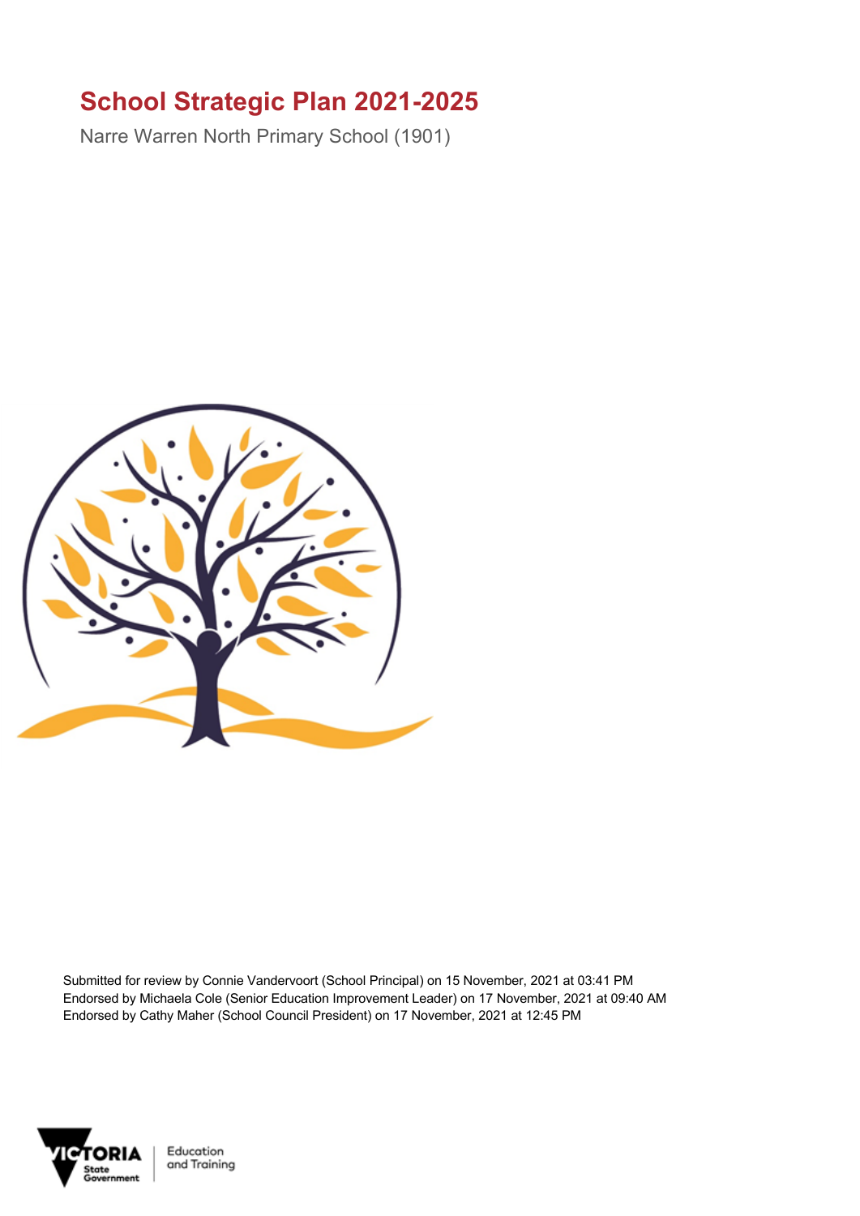# School Strategic Plan 2021-2025

Narre Warren North Primary School (1901)

Submitted for review by Connie Vandervoort (School Principal) on 15 November, 2021 at 03:41 PM
Endorsed by Michaela Cole (Senior Education Improvement Leader) on 17 November, 2021 at 09:40 AM
Endorsed by Cathy Maher (School Council President) on 17 November, 2021 at 12:45 PM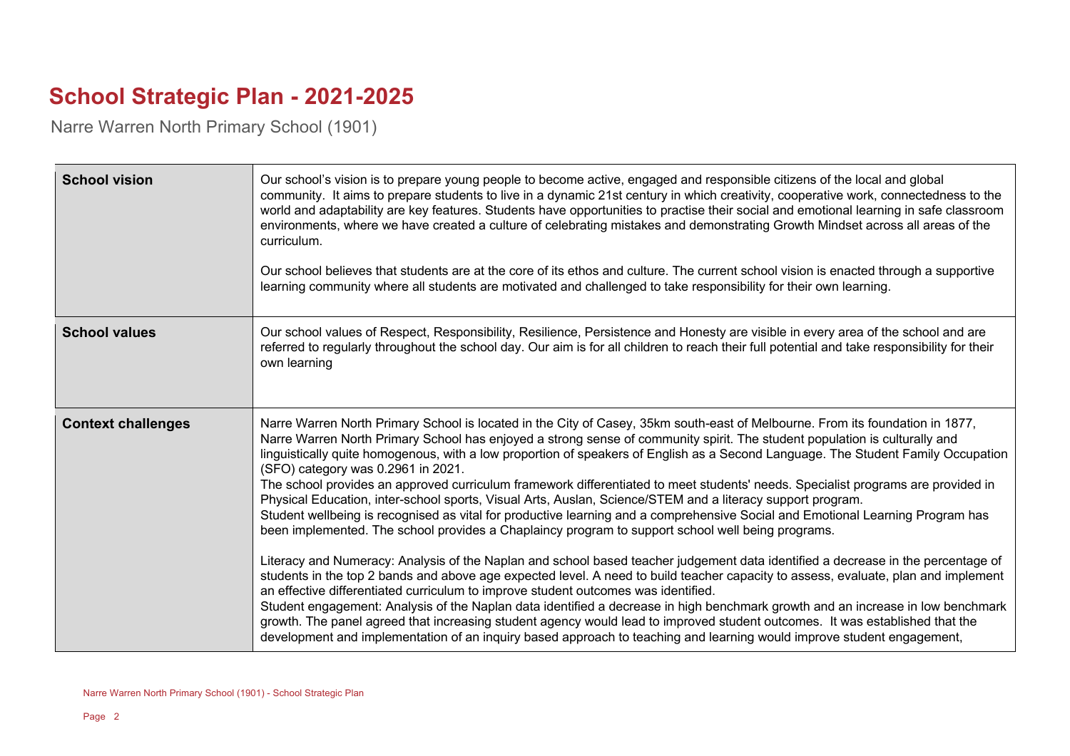# School Strategic Plan - 2021-2025

Narre Warren North Primary School (1901)

| | |
|---|---|
| **School vision** | Our school's vision is to prepare young people to become active, engaged and responsible citizens of the local and global community. It aims to prepare students to live in a dynamic 21st century in which creativity, cooperative work, connectedness to the world and adaptability are key features. Students have opportunities to practise their social and emotional learning in safe classroom environments, where we have created a culture of celebrating mistakes and demonstrating Growth Mindset across all areas of the curriculum.<br><br>Our school believes that students are at the core of its ethos and culture. The current school vision is enacted through a supportive learning community where all students are motivated and challenged to take responsibility for their own learning. |
| **School values** | Our school values of Respect, Responsibility, Resilience, Persistence and Honesty are visible in every area of the school and are referred to regularly throughout the school day. Our aim is for all children to reach their full potential and take responsibility for their own learning |
| **Context challenges** | Narre Warren North Primary School is located in the City of Casey, 35km south-east of Melbourne. From its foundation in 1877, Narre Warren North Primary School has enjoyed a strong sense of community spirit. The student population is culturally and linguistically quite homogenous, with a low proportion of speakers of English as a Second Language. The Student Family Occupation (SFO) category was 0.2961 in 2021.<br>The school provides an approved curriculum framework differentiated to meet students' needs. Specialist programs are provided in Physical Education, inter-school sports, Visual Arts, Auslan, Science/STEM and a literacy support program.<br>Student wellbeing is recognised as vital for productive learning and a comprehensive Social and Emotional Learning Program has been implemented. The school provides a Chaplaincy program to support school well being programs.<br><br>Literacy and Numeracy: Analysis of the Naplan and school based teacher judgement data identified a decrease in the percentage of students in the top 2 bands and above age expected level. A need to build teacher capacity to assess, evaluate, plan and implement an effective differentiated curriculum to improve student outcomes was identified.<br>Student engagement: Analysis of the Naplan data identified a decrease in high benchmark growth and an increase in low benchmark growth. The panel agreed that increasing student agency would lead to improved student outcomes. It was established that the development and implementation of an inquiry based approach to teaching and learning would improve student engagement, |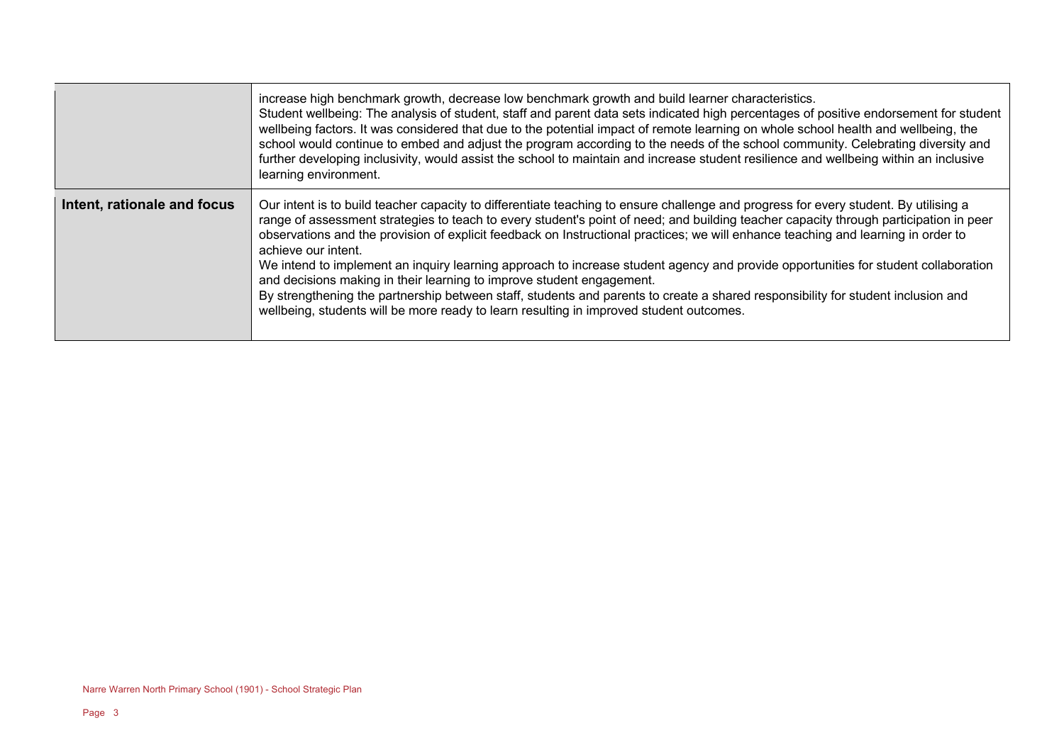| | |
|---|---|
| | increase high benchmark growth, decrease low benchmark growth and build learner characteristics.<br>Student wellbeing: The analysis of student, staff and parent data sets indicated high percentages of positive endorsement for student wellbeing factors. It was considered that due to the potential impact of remote learning on whole school health and wellbeing, the school would continue to embed and adjust the program according to the needs of the school community. Celebrating diversity and further developing inclusivity, would assist the school to maintain and increase student resilience and wellbeing within an inclusive learning environment. |
| **Intent, rationale and focus** | Our intent is to build teacher capacity to differentiate teaching to ensure challenge and progress for every student. By utilising a range of assessment strategies to teach to every student's point of need; and building teacher capacity through participation in peer observations and the provision of explicit feedback on Instructional practices; we will enhance teaching and learning in order to achieve our intent.<br>We intend to implement an inquiry learning approach to increase student agency and provide opportunities for student collaboration and decisions making in their learning to improve student engagement.<br>By strengthening the partnership between staff, students and parents to create a shared responsibility for student inclusion and wellbeing, students will be more ready to learn resulting in improved student outcomes. |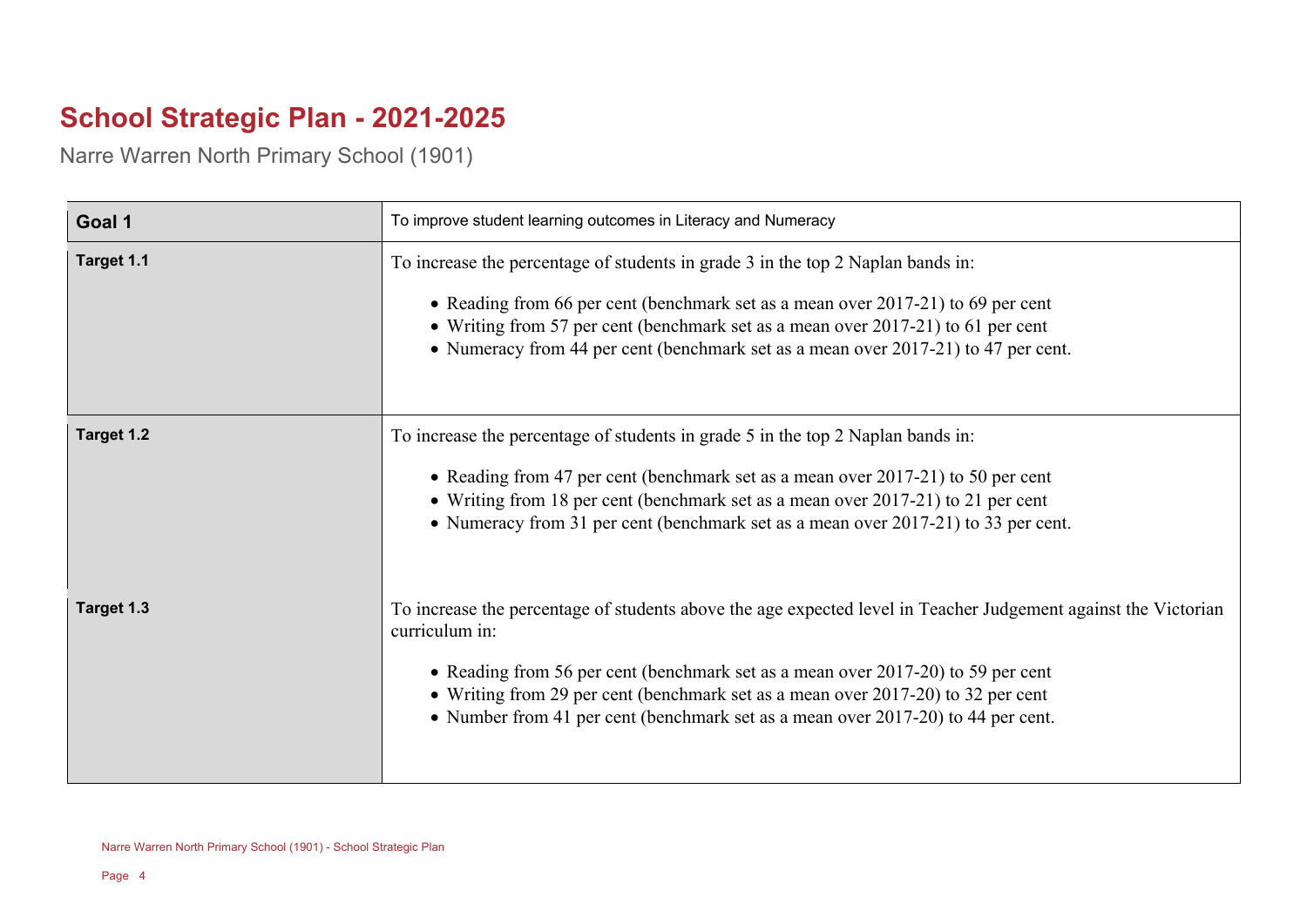# School Strategic Plan - 2021-2025

Narre Warren North Primary School (1901)

| Goal 1 | To improve student learning outcomes in Literacy and Numeracy |
|---|---|
| **Target 1.1** | To increase the percentage of students in grade 3 in the top 2 Naplan bands in:<br>• Reading from 66 per cent (benchmark set as a mean over 2017-21) to 69 per cent<br>• Writing from 57 per cent (benchmark set as a mean over 2017-21) to 61 per cent<br>• Numeracy from 44 per cent (benchmark set as a mean over 2017-21) to 47 per cent. |
| **Target 1.2** | To increase the percentage of students in grade 5 in the top 2 Naplan bands in:<br>• Reading from 47 per cent (benchmark set as a mean over 2017-21) to 50 per cent<br>• Writing from 18 per cent (benchmark set as a mean over 2017-21) to 21 per cent<br>• Numeracy from 31 per cent (benchmark set as a mean over 2017-21) to 33 per cent. |
| **Target 1.3** | To increase the percentage of students above the age expected level in Teacher Judgement against the Victorian curriculum in:<br>• Reading from 56 per cent (benchmark set as a mean over 2017-20) to 59 per cent<br>• Writing from 29 per cent (benchmark set as a mean over 2017-20) to 32 per cent<br>• Number from 41 per cent (benchmark set as a mean over 2017-20) to 44 per cent. |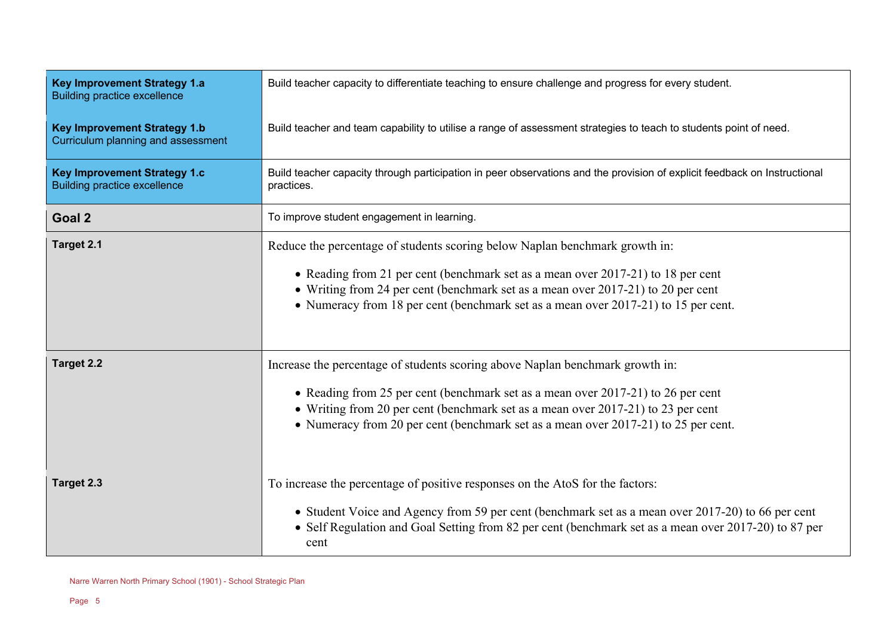| | |
|---|---|
| **Key Improvement Strategy 1.a**<br>Building practice excellence | Build teacher capacity to differentiate teaching to ensure challenge and progress for every student. |
| **Key Improvement Strategy 1.b**<br>Curriculum planning and assessment | Build teacher and team capability to utilise a range of assessment strategies to teach to students point of need. |
| **Key Improvement Strategy 1.c**<br>Building practice excellence | Build teacher capacity through participation in peer observations and the provision of explicit feedback on Instructional practices. |
| **Goal 2** | To improve student engagement in learning. |
| **Target 2.1** | Reduce the percentage of students scoring below Naplan benchmark growth in:<br>• Reading from 21 per cent (benchmark set as a mean over 2017-21) to 18 per cent<br>• Writing from 24 per cent (benchmark set as a mean over 2017-21) to 20 per cent<br>• Numeracy from 18 per cent (benchmark set as a mean over 2017-21) to 15 per cent. |
| **Target 2.2** | Increase the percentage of students scoring above Naplan benchmark growth in:<br>• Reading from 25 per cent (benchmark set as a mean over 2017-21) to 26 per cent<br>• Writing from 20 per cent (benchmark set as a mean over 2017-21) to 23 per cent<br>• Numeracy from 20 per cent (benchmark set as a mean over 2017-21) to 25 per cent. |
| **Target 2.3** | To increase the percentage of positive responses on the AtoS for the factors:<br>• Student Voice and Agency from 59 per cent (benchmark set as a mean over 2017-20) to 66 per cent<br>• Self Regulation and Goal Setting from 82 per cent (benchmark set as a mean over 2017-20) to 87 per cent |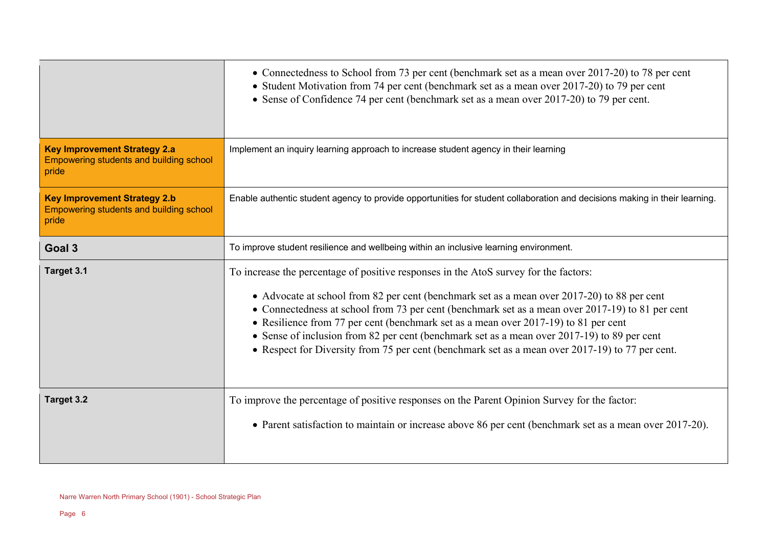| | |
|---|---|
| | • Connectedness to School from 73 per cent (benchmark set as a mean over 2017-20) to 78 per cent<br>• Student Motivation from 74 per cent (benchmark set as a mean over 2017-20) to 79 per cent<br>• Sense of Confidence 74 per cent (benchmark set as a mean over 2017-20) to 79 per cent. |
| **Key Improvement Strategy 2.a**<br>Empowering students and building school pride | Implement an inquiry learning approach to increase student agency in their learning |
| **Key Improvement Strategy 2.b**<br>Empowering students and building school pride | Enable authentic student agency to provide opportunities for student collaboration and decisions making in their learning. |
| **Goal 3** | To improve student resilience and wellbeing within an inclusive learning environment. |
| **Target 3.1** | To increase the percentage of positive responses in the AtoS survey for the factors:<br>• Advocate at school from 82 per cent (benchmark set as a mean over 2017-20) to 88 per cent<br>• Connectedness at school from 73 per cent (benchmark set as a mean over 2017-19) to 81 per cent<br>• Resilience from 77 per cent (benchmark set as a mean over 2017-19) to 81 per cent<br>• Sense of inclusion from 82 per cent (benchmark set as a mean over 2017-19) to 89 per cent<br>• Respect for Diversity from 75 per cent (benchmark set as a mean over 2017-19) to 77 per cent. |
| **Target 3.2** | To improve the percentage of positive responses on the Parent Opinion Survey for the factor:<br>• Parent satisfaction to maintain or increase above 86 per cent (benchmark set as a mean over 2017-20). |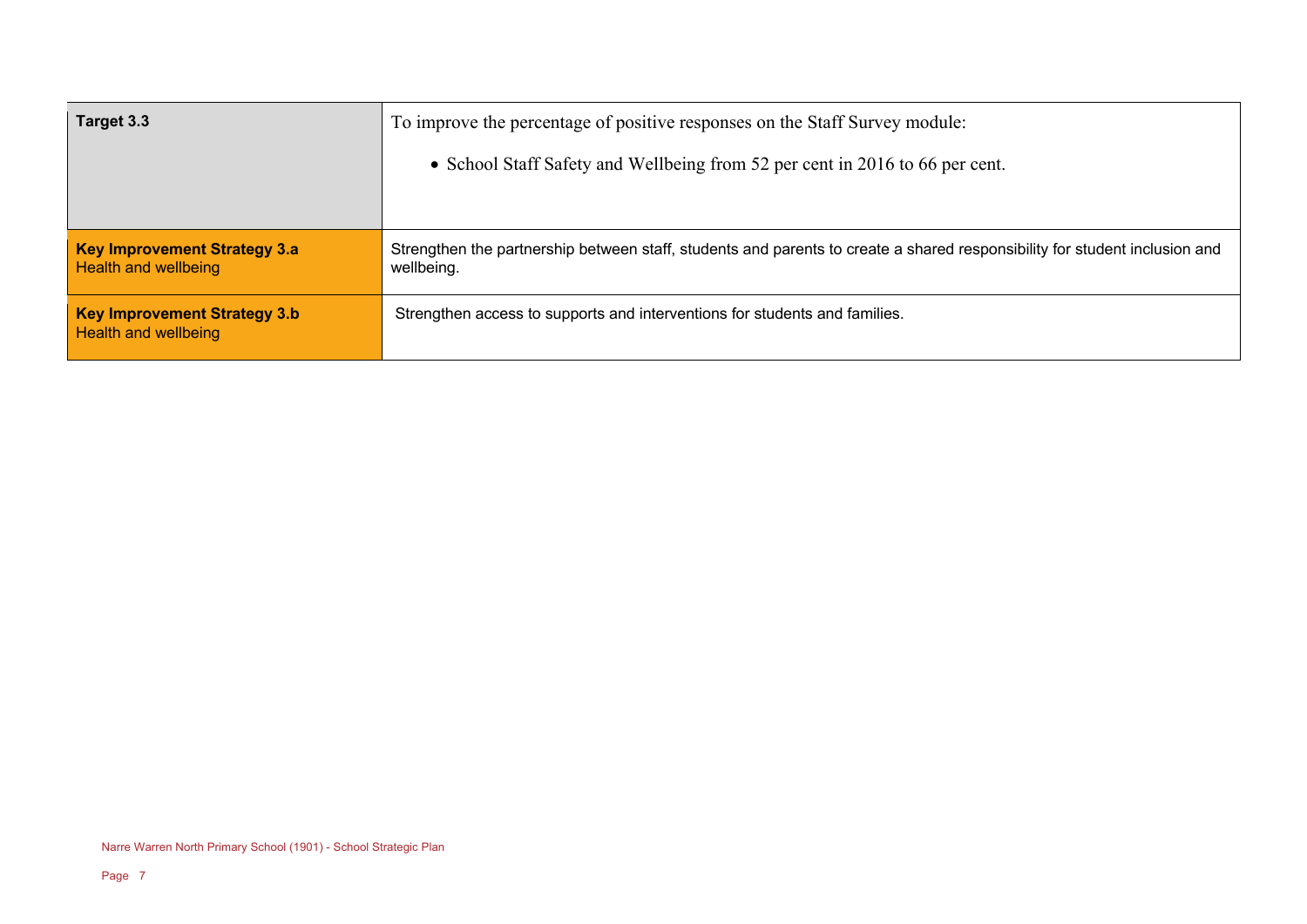| | |
|---|---|
| **Target 3.3** | To improve the percentage of positive responses on the Staff Survey module:<br>• School Staff Safety and Wellbeing from 52 per cent in 2016 to 66 per cent. |
| **Key Improvement Strategy 3.a**<br>Health and wellbeing | Strengthen the partnership between staff, students and parents to create a shared responsibility for student inclusion and wellbeing. |
| **Key Improvement Strategy 3.b**<br>Health and wellbeing | Strengthen access to supports and interventions for students and families. |